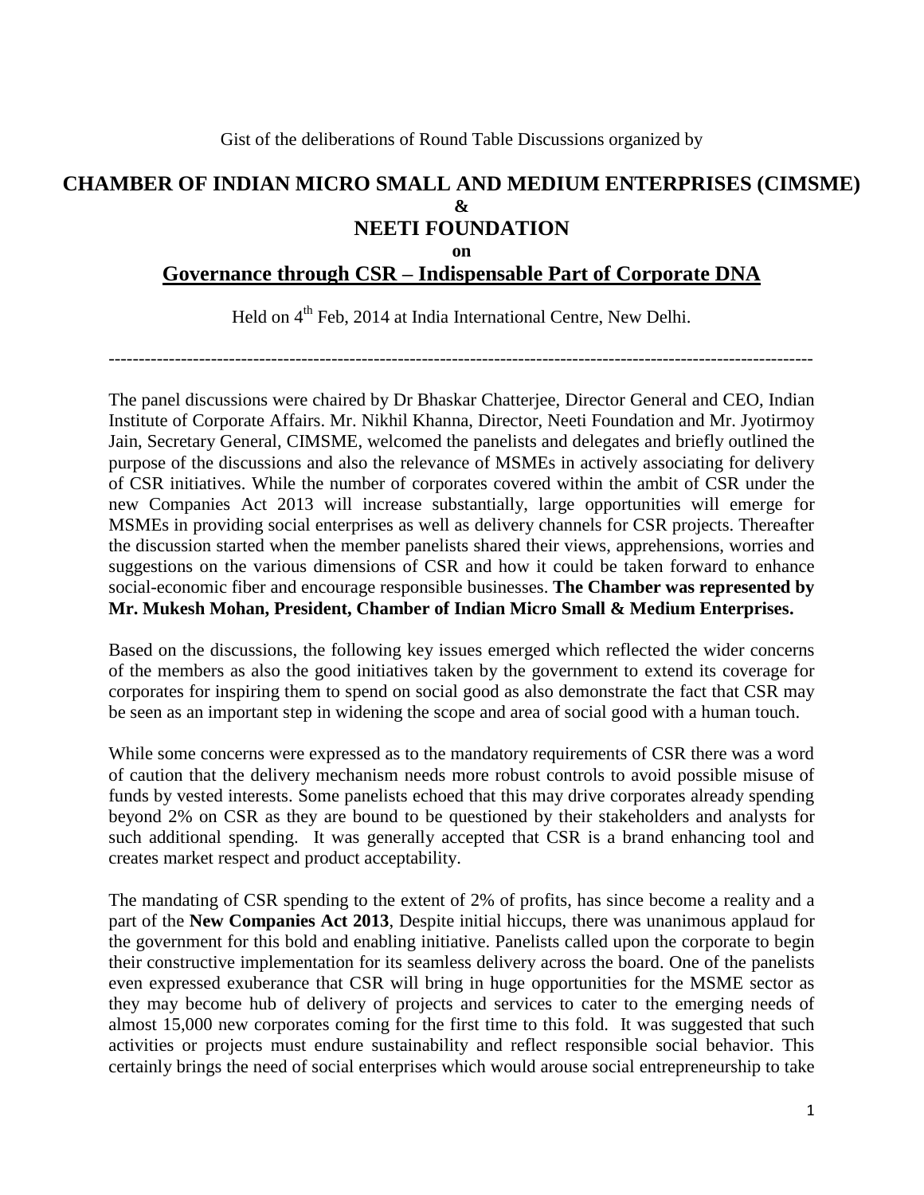Gist of the deliberations of Round Table Discussions organized by

# CHAMBER OF INDIAN MICRO SMALL AND MEDIUM ENTERPRISES (CIMSME)

**&**

## NEETI FOUNDATION

**on**

## Governance through CSR – Indispensable Part of Corporate DNA

Held on 4th Feb, 2014 at India International Centre, New Delhi.

---

The panel discussions were chaired by Dr Bhaskar Chatterjee, Director General and CEO, Indian Institute of Corporate Affairs. Mr. Nikhil Khanna, Director, Neeti Foundation and Mr. Jyotirmoy Jain, Secretary General, CIMSME, welcomed the panelists and delegates and briefly outlined the purpose of the discussions and also the relevance of MSMEs in actively associating for delivery of CSR initiatives. While the number of corporates covered within the ambit of CSR under the new Companies Act 2013 will increase substantially, large opportunities will emerge for MSMEs in providing social enterprises as well as delivery channels for CSR projects. Thereafter the discussion started when the member panelists shared their views, apprehensions, worries and suggestions on the various dimensions of CSR and how it could be taken forward to enhance social-economic fiber and encourage responsible businesses. **The Chamber was represented by Mr. Mukesh Mohan, President, Chamber of Indian Micro Small & Medium Enterprises.**

Based on the discussions, the following key issues emerged which reflected the wider concerns of the members as also the good initiatives taken by the government to extend its coverage for corporates for inspiring them to spend on social good as also demonstrate the fact that CSR may be seen as an important step in widening the scope and area of social good with a human touch.

While some concerns were expressed as to the mandatory requirements of CSR there was a word of caution that the delivery mechanism needs more robust controls to avoid possible misuse of funds by vested interests. Some panelists echoed that this may drive corporates already spending beyond 2% on CSR as they are bound to be questioned by their stakeholders and analysts for such additional spending. It was generally accepted that CSR is a brand enhancing tool and creates market respect and product acceptability.

The mandating of CSR spending to the extent of 2% of profits, has since become a reality and a part of the **New Companies Act 2013**, Despite initial hiccups, there was unanimous applaud for the government for this bold and enabling initiative. Panelists called upon the corporate to begin their constructive implementation for its seamless delivery across the board. One of the panelists even expressed exuberance that CSR will bring in huge opportunities for the MSME sector as they may become hub of delivery of projects and services to cater to the emerging needs of almost 15,000 new corporates coming for the first time to this fold. It was suggested that such activities or projects must endure sustainability and reflect responsible social behavior. This certainly brings the need of social enterprises which would arouse social entrepreneurship to take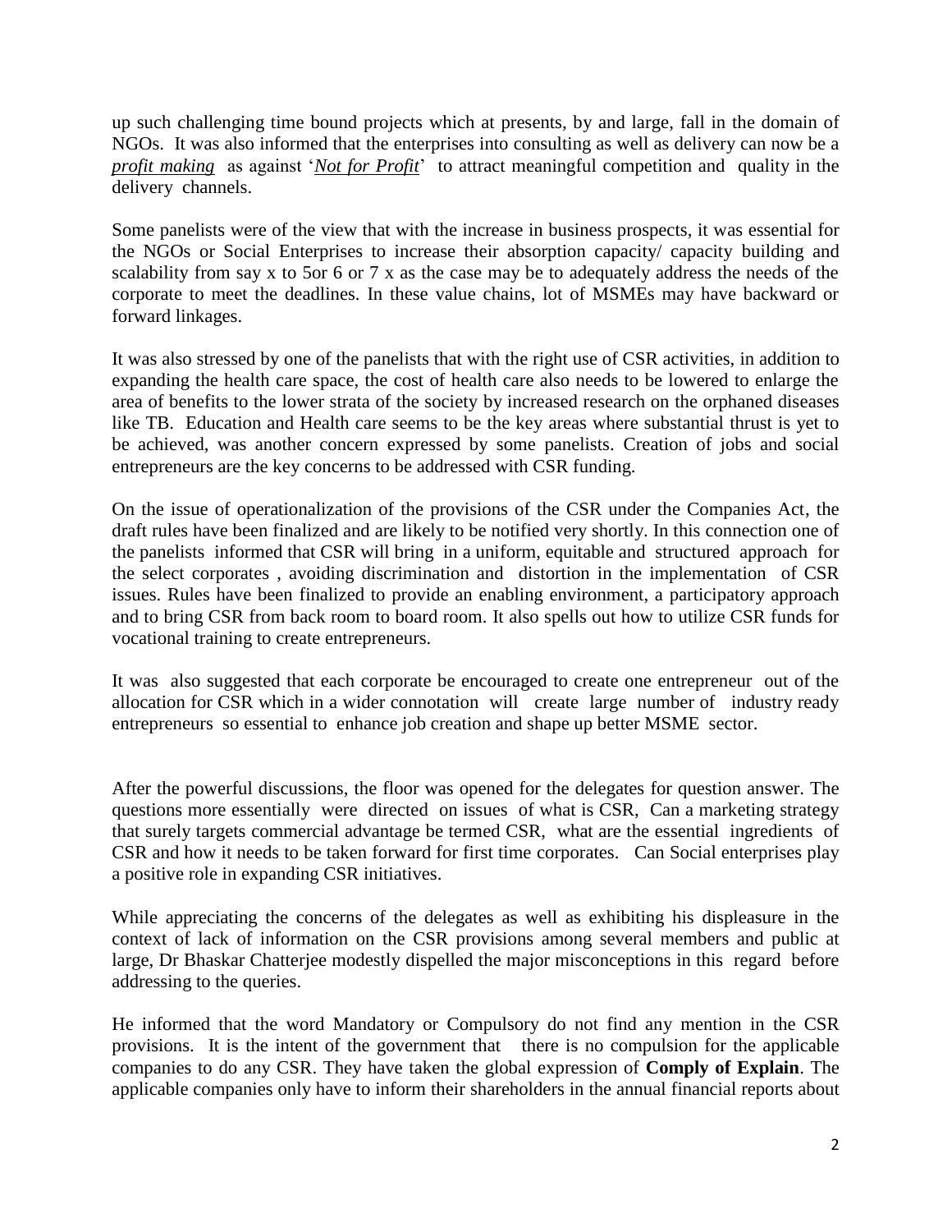up such challenging time bound projects which at presents, by and large, fall in the domain of NGOs. It was also informed that the enterprises into consulting as well as delivery can now be a ***profit making*** as against '***Not for Profit***' to attract meaningful competition and quality in the delivery channels.

Some panelists were of the view that with the increase in business prospects, it was essential for the NGOs or Social Enterprises to increase their absorption capacity/ capacity building and scalability from say x to 5or 6 or 7 x as the case may be to adequately address the needs of the corporate to meet the deadlines. In these value chains, lot of MSMEs may have backward or forward linkages.

It was also stressed by one of the panelists that with the right use of CSR activities, in addition to expanding the health care space, the cost of health care also needs to be lowered to enlarge the area of benefits to the lower strata of the society by increased research on the orphaned diseases like TB. Education and Health care seems to be the key areas where substantial thrust is yet to be achieved, was another concern expressed by some panelists. Creation of jobs and social entrepreneurs are the key concerns to be addressed with CSR funding.

On the issue of operationalization of the provisions of the CSR under the Companies Act, the draft rules have been finalized and are likely to be notified very shortly. In this connection one of the panelists informed that CSR will bring in a uniform, equitable and structured approach for the select corporates , avoiding discrimination and distortion in the implementation of CSR issues. Rules have been finalized to provide an enabling environment, a participatory approach and to bring CSR from back room to board room. It also spells out how to utilize CSR funds for vocational training to create entrepreneurs.

It was also suggested that each corporate be encouraged to create one entrepreneur out of the allocation for CSR which in a wider connotation will create large number of industry ready entrepreneurs so essential to enhance job creation and shape up better MSME sector.

After the powerful discussions, the floor was opened for the delegates for question answer. The questions more essentially were directed on issues of what is CSR, Can a marketing strategy that surely targets commercial advantage be termed CSR, what are the essential ingredients of CSR and how it needs to be taken forward for first time corporates. Can Social enterprises play a positive role in expanding CSR initiatives.

While appreciating the concerns of the delegates as well as exhibiting his displeasure in the context of lack of information on the CSR provisions among several members and public at large, Dr Bhaskar Chatterjee modestly dispelled the major misconceptions in this regard before addressing to the queries.

He informed that the word Mandatory or Compulsory do not find any mention in the CSR provisions. It is the intent of the government that there is no compulsion for the applicable companies to do any CSR. They have taken the global expression of **Comply of Explain**. The applicable companies only have to inform their shareholders in the annual financial reports about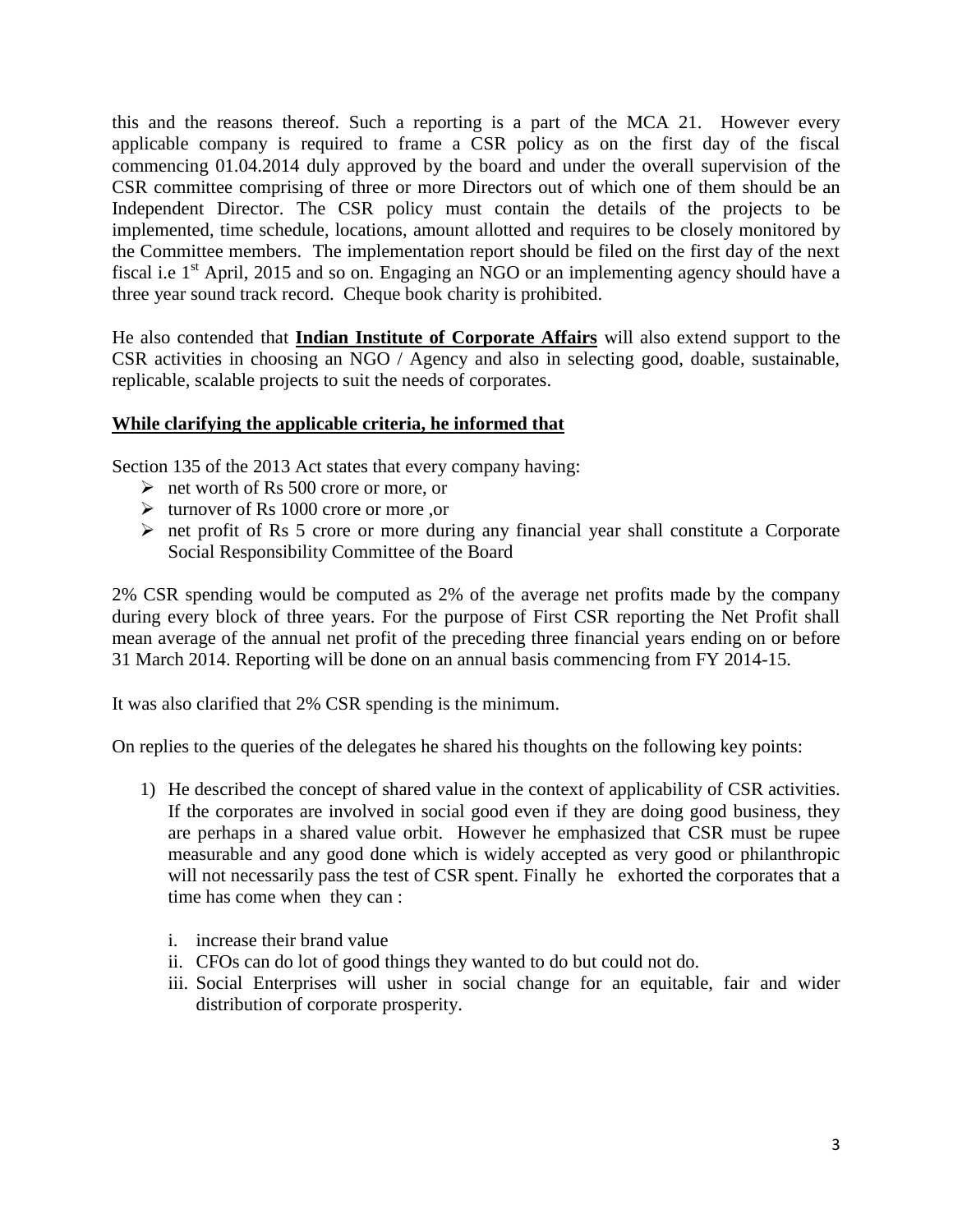this and the reasons thereof. Such a reporting is a part of the MCA 21. However every applicable company is required to frame a CSR policy as on the first day of the fiscal commencing 01.04.2014 duly approved by the board and under the overall supervision of the CSR committee comprising of three or more Directors out of which one of them should be an Independent Director. The CSR policy must contain the details of the projects to be implemented, time schedule, locations, amount allotted and requires to be closely monitored by the Committee members. The implementation report should be filed on the first day of the next fiscal i.e 1st April, 2015 and so on. Engaging an NGO or an implementing agency should have a three year sound track record. Cheque book charity is prohibited.

He also contended that **Indian Institute of Corporate Affairs** will also extend support to the CSR activities in choosing an NGO / Agency and also in selecting good, doable, sustainable, replicable, scalable projects to suit the needs of corporates.

**While clarifying the applicable criteria, he informed that**

Section 135 of the 2013 Act states that every company having:

- net worth of Rs 500 crore or more, or
- turnover of Rs 1000 crore or more ,or
- net profit of Rs 5 crore or more during any financial year shall constitute a Corporate Social Responsibility Committee of the Board

2% CSR spending would be computed as 2% of the average net profits made by the company during every block of three years. For the purpose of First CSR reporting the Net Profit shall mean average of the annual net profit of the preceding three financial years ending on or before 31 March 2014. Reporting will be done on an annual basis commencing from FY 2014-15.

It was also clarified that 2% CSR spending is the minimum.

On replies to the queries of the delegates he shared his thoughts on the following key points:

1) He described the concept of shared value in the context of applicability of CSR activities. If the corporates are involved in social good even if they are doing good business, they are perhaps in a shared value orbit. However he emphasized that CSR must be rupee measurable and any good done which is widely accepted as very good or philanthropic will not necessarily pass the test of CSR spent. Finally he exhorted the corporates that a time has come when they can :

   i. increase their brand value
   ii. CFOs can do lot of good things they wanted to do but could not do.
   iii. Social Enterprises will usher in social change for an equitable, fair and wider distribution of corporate prosperity.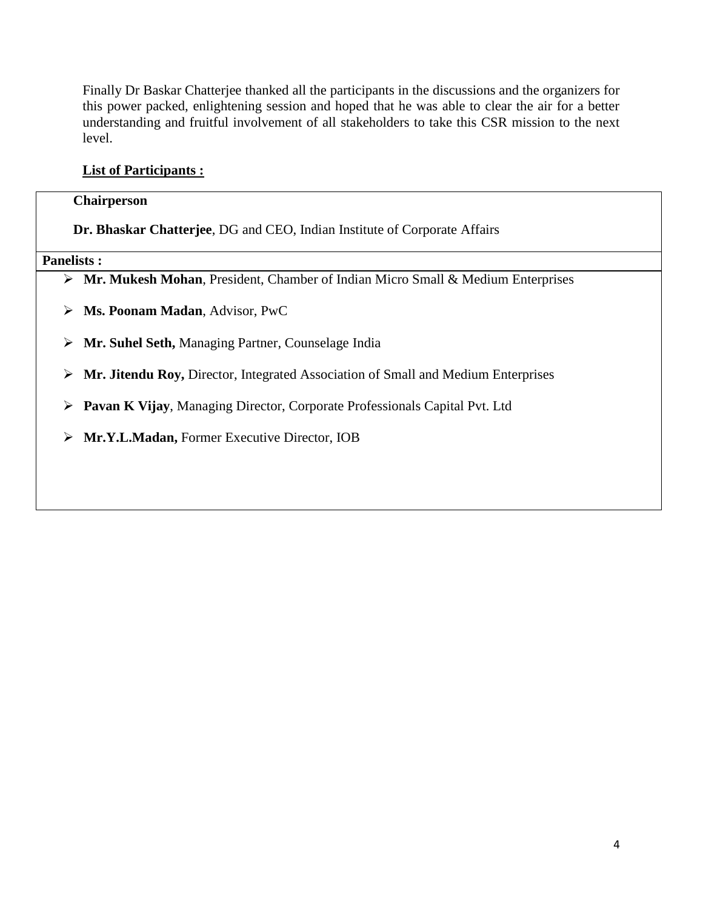Finally Dr Baskar Chatterjee thanked all the participants in the discussions and the organizers for this power packed, enlightening session and hoped that he was able to clear the air for a better understanding and fruitful involvement of all stakeholders to take this CSR mission to the next level.

**List of Participants :**

**Chairperson**

**Dr. Bhaskar Chatterjee**, DG and CEO, Indian Institute of Corporate Affairs

**Panelists :**

- **Mr. Mukesh Mohan**, President, Chamber of Indian Micro Small & Medium Enterprises
- **Ms. Poonam Madan**, Advisor, PwC
- **Mr. Suhel Seth,** Managing Partner, Counselage India
- **Mr. Jitendu Roy,** Director, Integrated Association of Small and Medium Enterprises
- **Pavan K Vijay**, Managing Director, Corporate Professionals Capital Pvt. Ltd
- **Mr.Y.L.Madan,** Former Executive Director, IOB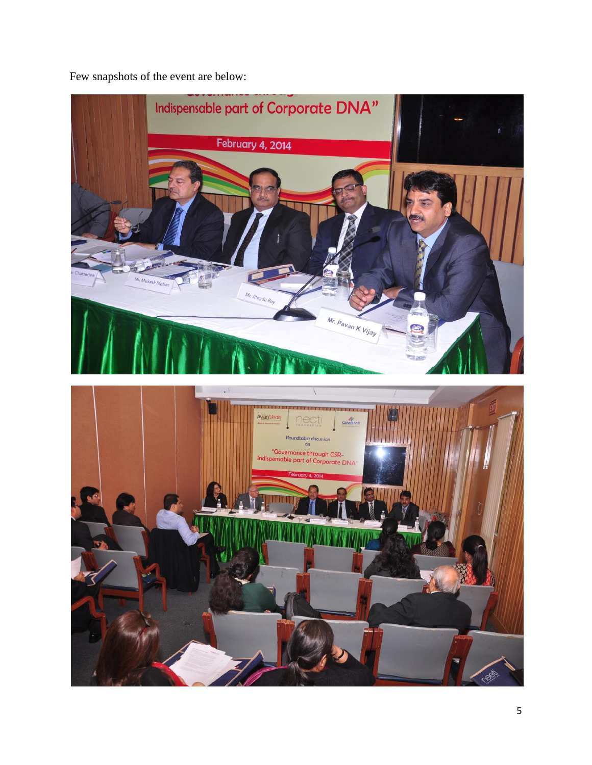Few snapshots of the event are below: